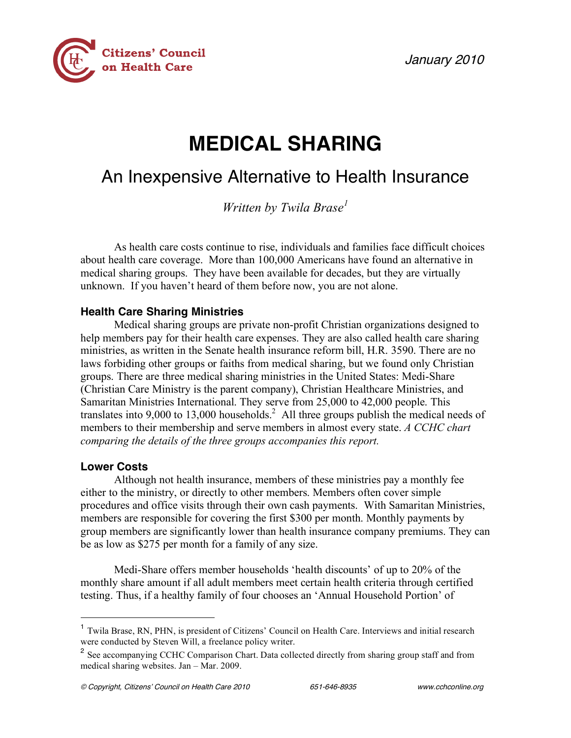Citizens' Council on Health Care

January 2010

# MEDICAL SHARING

## An Inexpensive Alternative to Health Insurance

*Written by Twila Brase*[1]

As health care costs continue to rise, individuals and families face difficult choices about health care coverage. More than 100,000 Americans have found an alternative in medical sharing groups. They have been available for decades, but they are virtually unknown. If you haven't heard of them before now, you are not alone.

### Health Care Sharing Ministries

Medical sharing groups are private non-profit Christian organizations designed to help members pay for their health care expenses. They are also called health care sharing ministries, as written in the Senate health insurance reform bill, H.R. 3590. There are no laws forbiding other groups or faiths from medical sharing, but we found only Christian groups. There are three medical sharing ministries in the United States: Medi-Share (Christian Care Ministry is the parent company), Christian Healthcare Ministries, and Samaritan Ministries International. They serve from 25,000 to 42,000 people. This translates into 9,000 to 13,000 households.[2] All three groups publish the medical needs of members to their membership and serve members in almost every state. *A CCHC chart comparing the details of the three groups accompanies this report.*

### Lower Costs

Although not health insurance, members of these ministries pay a monthly fee either to the ministry, or directly to other members. Members often cover simple procedures and office visits through their own cash payments. With Samaritan Ministries, members are responsible for covering the first $300 per month. Monthly payments by group members are significantly lower than health insurance company premiums. They can be as low as $275 per month for a family of any size.

Medi-Share offers member households 'health discounts' of up to 20% of the monthly share amount if all adult members meet certain health criteria through certified testing. Thus, if a healthy family of four chooses an 'Annual Household Portion' of

---

[1] Twila Brase, RN, PHN, is president of Citizens' Council on Health Care. Interviews and initial research were conducted by Steven Will, a freelance policy writer.

[2] See accompanying CCHC Comparison Chart. Data collected directly from sharing group staff and from medical sharing websites. Jan – Mar. 2009.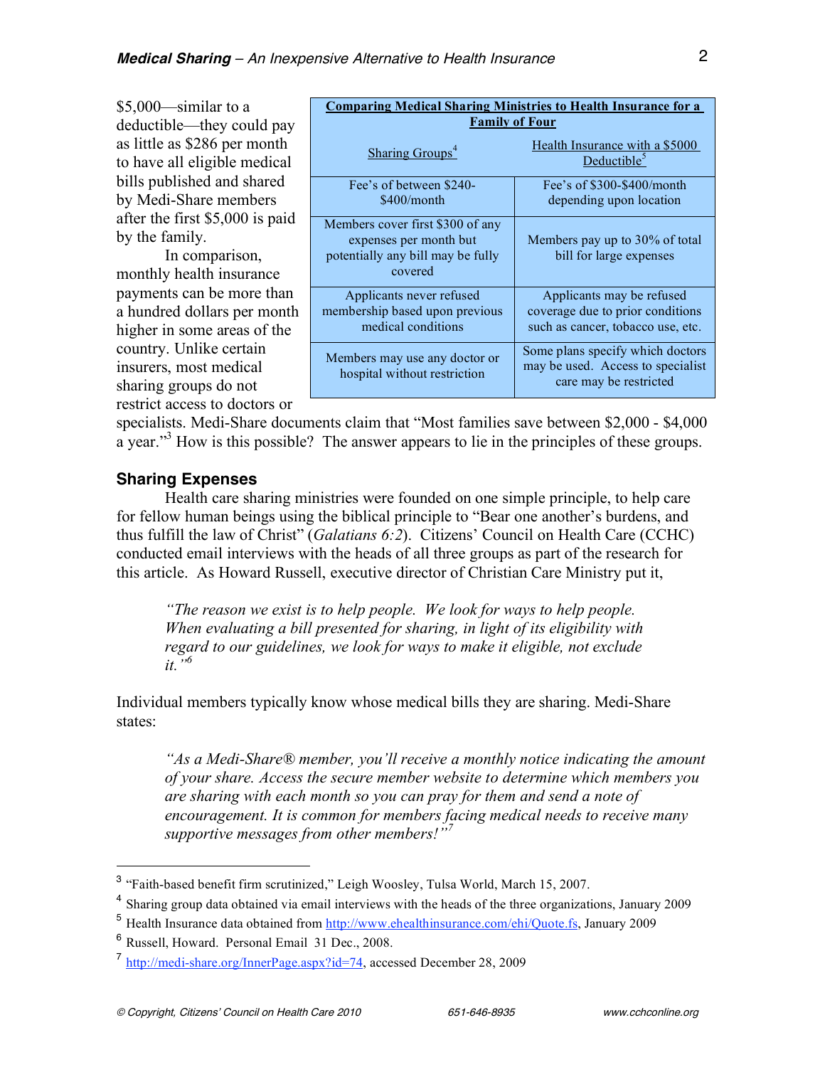$5,000—similar to a deductible—they could pay as little as $286 per month to have all eligible medical bills published and shared by Medi-Share members after the first $5,000 is paid by the family.

In comparison, monthly health insurance payments can be more than a hundred dollars per month higher in some areas of the country. Unlike certain insurers, most medical sharing groups do not restrict access to doctors or specialists. Medi-Share documents claim that "Most families save between $2,000 - $4,000 a year."[3] How is this possible? The answer appears to lie in the principles of these groups.

| Comparing Medical Sharing Ministries to Health Insurance for a Family of Four | |
|---|---|
| Sharing Groups[4] | Health Insurance with a $5000 Deductible[5] |
| Fee's of between $240-$400/month | Fee's of $300-$400/month depending upon location |
| Members cover first $300 of any expenses per month but potentially any bill may be fully covered | Members pay up to 30% of total bill for large expenses |
| Applicants never refused membership based upon previous medical conditions | Applicants may be refused coverage due to prior conditions such as cancer, tobacco use, etc. |
| Members may use any doctor or hospital without restriction | Some plans specify which doctors may be used. Access to specialist care may be restricted |

## Sharing Expenses

Health care sharing ministries were founded on one simple principle, to help care for fellow human beings using the biblical principle to "Bear one another's burdens, and thus fulfill the law of Christ" (*Galatians 6:2*). Citizens' Council on Health Care (CCHC) conducted email interviews with the heads of all three groups as part of the research for this article. As Howard Russell, executive director of Christian Care Ministry put it,

> *"The reason we exist is to help people. We look for ways to help people. When evaluating a bill presented for sharing, in light of its eligibility with regard to our guidelines, we look for ways to make it eligible, not exclude it."*[6]

Individual members typically know whose medical bills they are sharing. Medi-Share states:

> *"As a Medi-Share® member, you'll receive a monthly notice indicating the amount of your share. Access the secure member website to determine which members you are sharing with each month so you can pray for them and send a note of encouragement. It is common for members facing medical needs to receive many supportive messages from other members!"*[7]

---

[3] "Faith-based benefit firm scrutinized," Leigh Woosley, Tulsa World, March 15, 2007.

[4] Sharing group data obtained via email interviews with the heads of the three organizations, January 2009

[5] Health Insurance data obtained from http://www.ehealthinsurance.com/ehi/Quote.fs, January 2009

[6] Russell, Howard. Personal Email 31 Dec., 2008.

[7] http://medi-share.org/InnerPage.aspx?id=74, accessed December 28, 2009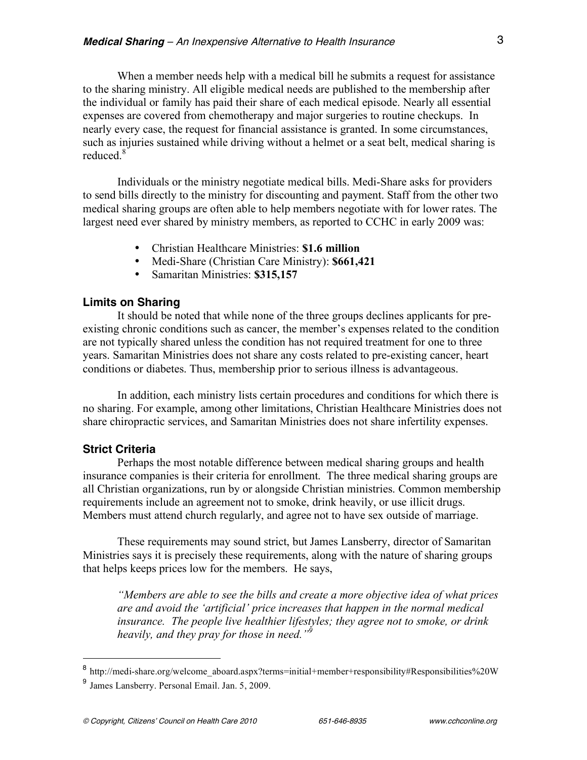When a member needs help with a medical bill he submits a request for assistance to the sharing ministry. All eligible medical needs are published to the membership after the individual or family has paid their share of each medical episode. Nearly all essential expenses are covered from chemotherapy and major surgeries to routine checkups. In nearly every case, the request for financial assistance is granted. In some circumstances, such as injuries sustained while driving without a helmet or a seat belt, medical sharing is reduced.[8]

Individuals or the ministry negotiate medical bills. Medi-Share asks for providers to send bills directly to the ministry for discounting and payment. Staff from the other two medical sharing groups are often able to help members negotiate with for lower rates. The largest need ever shared by ministry members, as reported to CCHC in early 2009 was:

- Christian Healthcare Ministries: **$1.6 million**
- Medi-Share (Christian Care Ministry): **$661,421**
- Samaritan Ministries: **$315,157**

### Limits on Sharing

It should be noted that while none of the three groups declines applicants for pre-existing chronic conditions such as cancer, the member's expenses related to the condition are not typically shared unless the condition has not required treatment for one to three years. Samaritan Ministries does not share any costs related to pre-existing cancer, heart conditions or diabetes. Thus, membership prior to serious illness is advantageous.

In addition, each ministry lists certain procedures and conditions for which there is no sharing. For example, among other limitations, Christian Healthcare Ministries does not share chiropractic services, and Samaritan Ministries does not share infertility expenses.

### Strict Criteria

Perhaps the most notable difference between medical sharing groups and health insurance companies is their criteria for enrollment. The three medical sharing groups are all Christian organizations, run by or alongside Christian ministries. Common membership requirements include an agreement not to smoke, drink heavily, or use illicit drugs. Members must attend church regularly, and agree not to have sex outside of marriage.

These requirements may sound strict, but James Lansberry, director of Samaritan Ministries says it is precisely these requirements, along with the nature of sharing groups that helps keeps prices low for the members. He says,

> *"Members are able to see the bills and create a more objective idea of what prices are and avoid the 'artificial' price increases that happen in the normal medical insurance. The people live healthier lifestyles; they agree not to smoke, or drink heavily, and they pray for those in need."*[9]

---

[8] http://medi-share.org/welcome_aboard.aspx?terms=initial+member+responsibility#Responsibilities%20W

[9] James Lansberry. Personal Email. Jan. 5, 2009.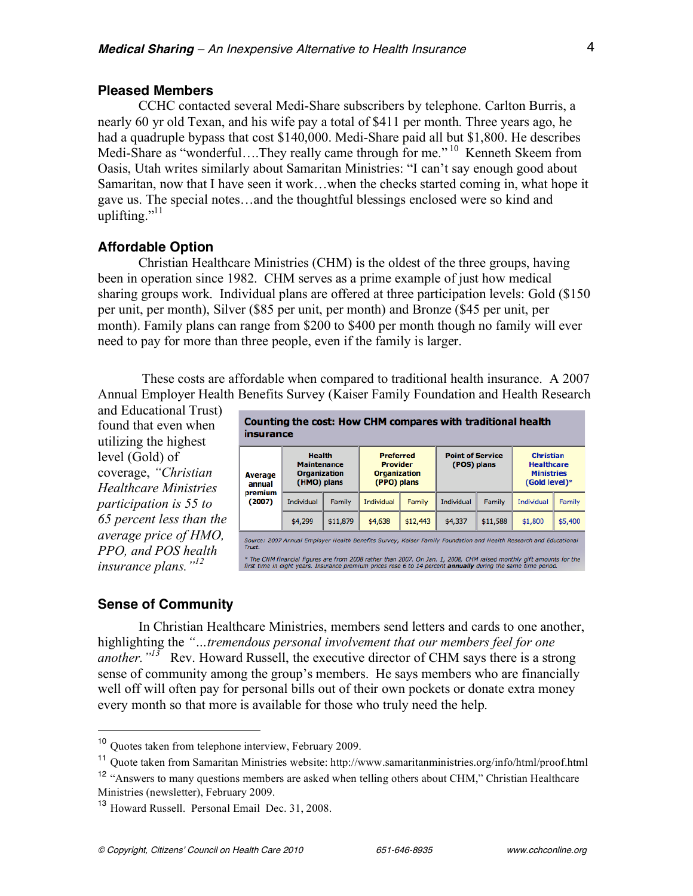## Pleased Members

CCHC contacted several Medi-Share subscribers by telephone. Carlton Burris, a nearly 60 yr old Texan, and his wife pay a total of $411 per month. Three years ago, he had a quadruple bypass that cost $140,000. Medi-Share paid all but $1,800. He describes Medi-Share as "wonderful….They really came through for me."[10] Kenneth Skeem from Oasis, Utah writes similarly about Samaritan Ministries: "I can't say enough good about Samaritan, now that I have seen it work…when the checks started coming in, what hope it gave us. The special notes…and the thoughtful blessings enclosed were so kind and uplifting."[11]

## Affordable Option

Christian Healthcare Ministries (CHM) is the oldest of the three groups, having been in operation since 1982. CHM serves as a prime example of just how medical sharing groups work. Individual plans are offered at three participation levels: Gold ($150 per unit, per month), Silver ($85 per unit, per month) and Bronze ($45 per unit, per month). Family plans can range from $200 to $400 per month though no family will ever need to pay for more than three people, even if the family is larger.

These costs are affordable when compared to traditional health insurance. A 2007 Annual Employer Health Benefits Survey (Kaiser Family Foundation and Health Research and Educational Trust) found that even when utilizing the highest level (Gold) of coverage, *"Christian Healthcare Ministries participation is 55 to 65 percent less than the average price of HMO, PPO, and POS health insurance plans."*[12]

**Counting the cost: How CHM compares with traditional health insurance**

| Average annual premium (2007) | Health Maintenance Organization (HMO) plans | | Preferred Provider Organization (PPO) plans | | Point of Service (POS) plans | | Christian Healthcare Ministries (Gold level)* | |
|---|---|---|---|---|---|---|---|---|
| | Individual | Family | Individual | Family | Individual | Family | Individual | Family |
| | $4,299 | $11,879 | $4,638 | $12,443 | $4,337 | $11,588 | $1,800 | $5,400 |

Source: 2007 Annual Employer Health Benefits Survey, Kaiser Family Foundation and Health Research and Educational Trust.

* The CHM financial figures are from 2008 rather than 2007. On Jan. 1, 2008, CHM raised monthly gift amounts for the first time in eight years. Insurance premium prices rose 6 to 14 percent **annually** during the same time period.

## Sense of Community

In Christian Healthcare Ministries, members send letters and cards to one another, highlighting the *"…tremendous personal involvement that our members feel for one another."*[13] Rev. Howard Russell, the executive director of CHM says there is a strong sense of community among the group's members. He says members who are financially well off will often pay for personal bills out of their own pockets or donate extra money every month so that more is available for those who truly need the help.

---

[10] Quotes taken from telephone interview, February 2009.

[11] Quote taken from Samaritan Ministries website: http://www.samaritanministries.org/info/html/proof.html

[12] "Answers to many questions members are asked when telling others about CHM," Christian Healthcare Ministries (newsletter), February 2009.

[13] Howard Russell. Personal Email Dec. 31, 2008.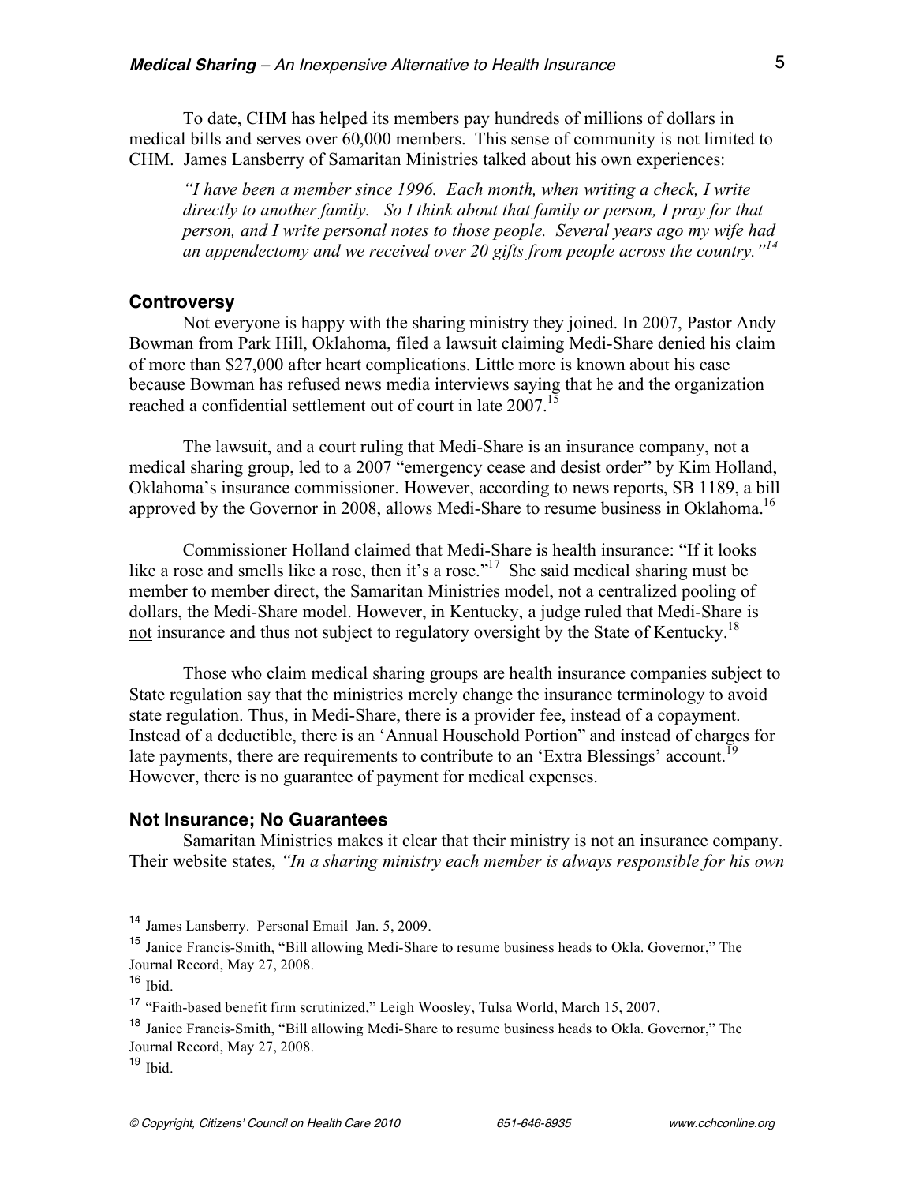To date, CHM has helped its members pay hundreds of millions of dollars in medical bills and serves over 60,000 members. This sense of community is not limited to CHM. James Lansberry of Samaritan Ministries talked about his own experiences:

> *"I have been a member since 1996. Each month, when writing a check, I write directly to another family. So I think about that family or person, I pray for that person, and I write personal notes to those people. Several years ago my wife had an appendectomy and we received over 20 gifts from people across the country."*[14]

### Controversy

Not everyone is happy with the sharing ministry they joined. In 2007, Pastor Andy Bowman from Park Hill, Oklahoma, filed a lawsuit claiming Medi-Share denied his claim of more than $27,000 after heart complications. Little more is known about his case because Bowman has refused news media interviews saying that he and the organization reached a confidential settlement out of court in late 2007.[15]

The lawsuit, and a court ruling that Medi-Share is an insurance company, not a medical sharing group, led to a 2007 "emergency cease and desist order" by Kim Holland, Oklahoma's insurance commissioner. However, according to news reports, SB 1189, a bill approved by the Governor in 2008, allows Medi-Share to resume business in Oklahoma.[16]

Commissioner Holland claimed that Medi-Share is health insurance: "If it looks like a rose and smells like a rose, then it's a rose."[17] She said medical sharing must be member to member direct, the Samaritan Ministries model, not a centralized pooling of dollars, the Medi-Share model. However, in Kentucky, a judge ruled that Medi-Share is <u>not</u> insurance and thus not subject to regulatory oversight by the State of Kentucky.[18]

Those who claim medical sharing groups are health insurance companies subject to State regulation say that the ministries merely change the insurance terminology to avoid state regulation. Thus, in Medi-Share, there is a provider fee, instead of a copayment. Instead of a deductible, there is an 'Annual Household Portion" and instead of charges for late payments, there are requirements to contribute to an 'Extra Blessings' account.[19] However, there is no guarantee of payment for medical expenses.

### Not Insurance; No Guarantees

Samaritan Ministries makes it clear that their ministry is not an insurance company. Their website states, *"In a sharing ministry each member is always responsible for his own*

---

[14] James Lansberry. Personal Email Jan. 5, 2009.

[15] Janice Francis-Smith, "Bill allowing Medi-Share to resume business heads to Okla. Governor," The Journal Record, May 27, 2008.

[16] Ibid.

[17] "Faith-based benefit firm scrutinized," Leigh Woosley, Tulsa World, March 15, 2007.

[18] Janice Francis-Smith, "Bill allowing Medi-Share to resume business heads to Okla. Governor," The Journal Record, May 27, 2008.

[19] Ibid.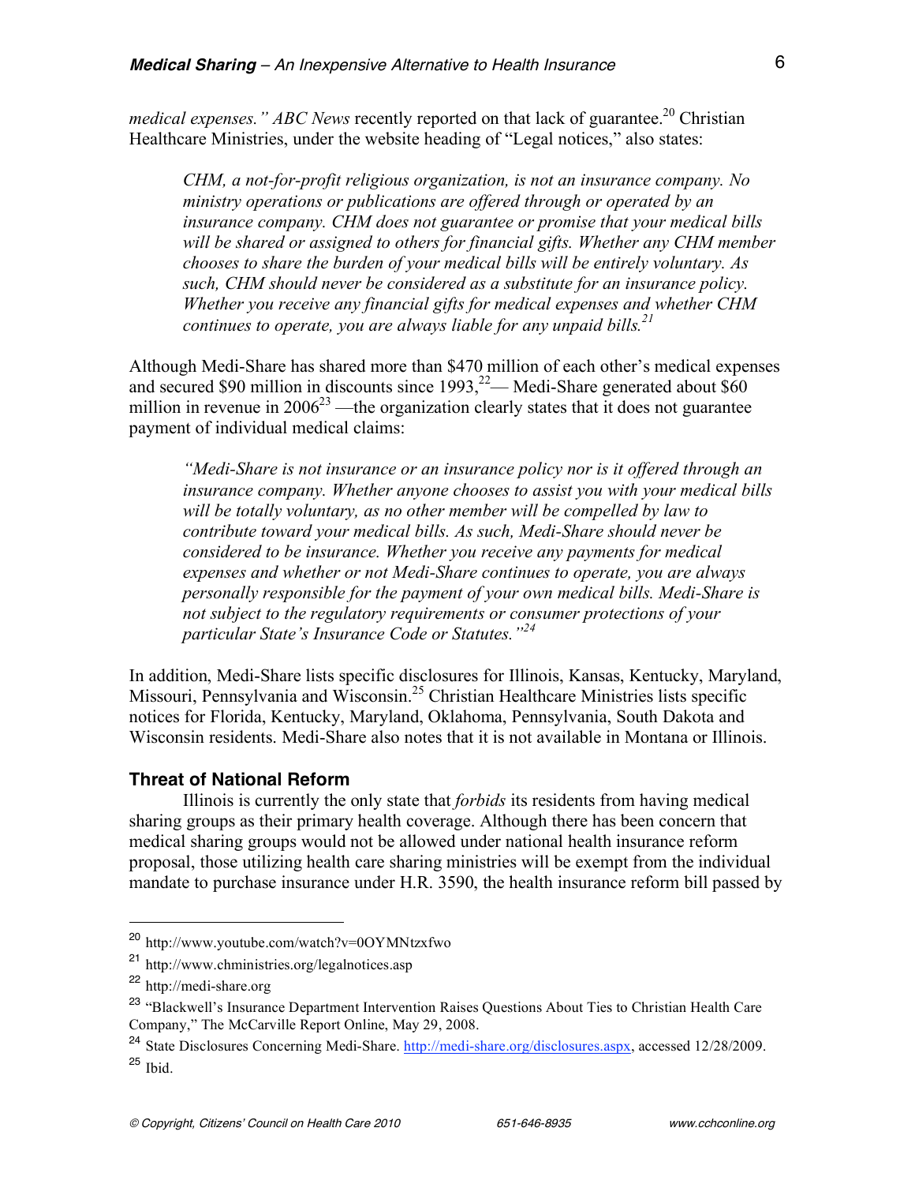*medical expenses." ABC News* recently reported on that lack of guarantee.[20] Christian Healthcare Ministries, under the website heading of "Legal notices," also states:

> *CHM, a not-for-profit religious organization, is not an insurance company. No ministry operations or publications are offered through or operated by an insurance company. CHM does not guarantee or promise that your medical bills will be shared or assigned to others for financial gifts. Whether any CHM member chooses to share the burden of your medical bills will be entirely voluntary. As such, CHM should never be considered as a substitute for an insurance policy. Whether you receive any financial gifts for medical expenses and whether CHM continues to operate, you are always liable for any unpaid bills.*[21]

Although Medi-Share has shared more than $470 million of each other's medical expenses and secured $90 million in discounts since 1993,[22]— Medi-Share generated about $60 million in revenue in 2006[23] —the organization clearly states that it does not guarantee payment of individual medical claims:

> *"Medi-Share is not insurance or an insurance policy nor is it offered through an insurance company. Whether anyone chooses to assist you with your medical bills will be totally voluntary, as no other member will be compelled by law to contribute toward your medical bills. As such, Medi-Share should never be considered to be insurance. Whether you receive any payments for medical expenses and whether or not Medi-Share continues to operate, you are always personally responsible for the payment of your own medical bills. Medi-Share is not subject to the regulatory requirements or consumer protections of your particular State's Insurance Code or Statutes."*[24]

In addition, Medi-Share lists specific disclosures for Illinois, Kansas, Kentucky, Maryland, Missouri, Pennsylvania and Wisconsin.[25] Christian Healthcare Ministries lists specific notices for Florida, Kentucky, Maryland, Oklahoma, Pennsylvania, South Dakota and Wisconsin residents. Medi-Share also notes that it is not available in Montana or Illinois.

### Threat of National Reform

Illinois is currently the only state that *forbids* its residents from having medical sharing groups as their primary health coverage. Although there has been concern that medical sharing groups would not be allowed under national health insurance reform proposal, those utilizing health care sharing ministries will be exempt from the individual mandate to purchase insurance under H.R. 3590, the health insurance reform bill passed by

---

[20] http://www.youtube.com/watch?v=0OYMNtzxfwo

[21] http://www.chministries.org/legalnotices.asp

[22] http://medi-share.org

[23] "Blackwell's Insurance Department Intervention Raises Questions About Ties to Christian Health Care Company," The McCarville Report Online, May 29, 2008.

[24] State Disclosures Concerning Medi-Share. http://medi-share.org/disclosures.aspx, accessed 12/28/2009.

[25] Ibid.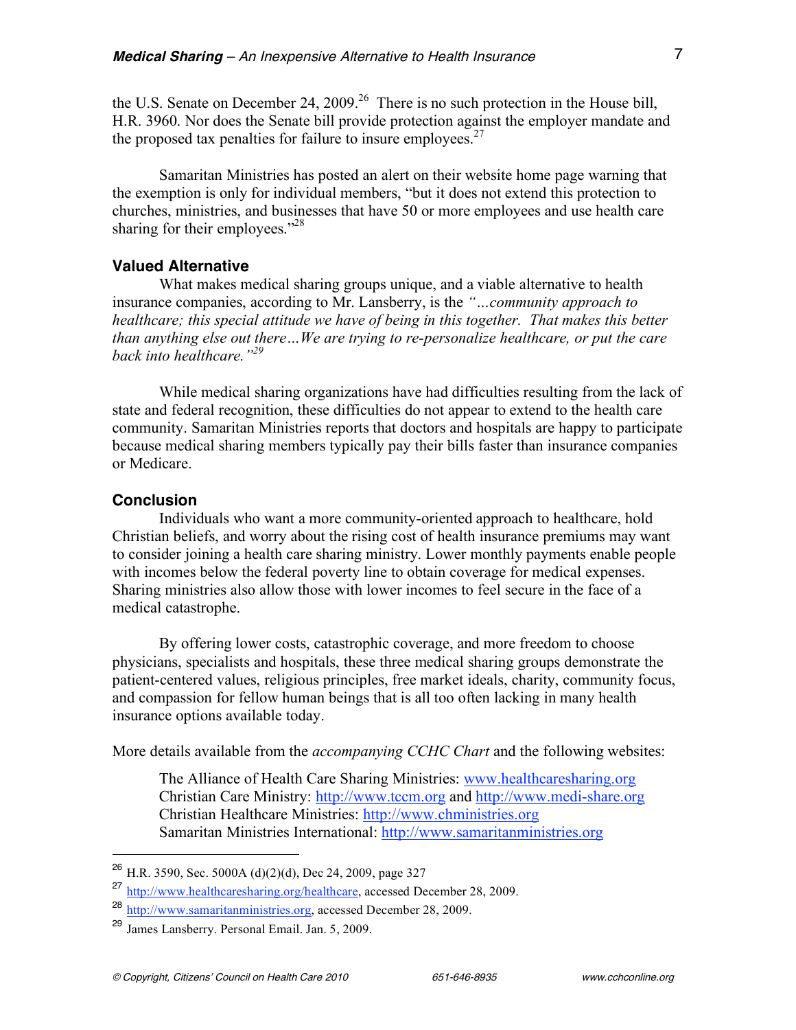the U.S. Senate on December 24, 2009.[26] There is no such protection in the House bill, H.R. 3960. Nor does the Senate bill provide protection against the employer mandate and the proposed tax penalties for failure to insure employees.[27]

Samaritan Ministries has posted an alert on their website home page warning that the exemption is only for individual members, "but it does not extend this protection to churches, ministries, and businesses that have 50 or more employees and use health care sharing for their employees."[28]

### Valued Alternative

What makes medical sharing groups unique, and a viable alternative to health insurance companies, according to Mr. Lansberry, is the *"…community approach to healthcare; this special attitude we have of being in this together. That makes this better than anything else out there…We are trying to re-personalize healthcare, or put the care back into healthcare."*[29]

While medical sharing organizations have had difficulties resulting from the lack of state and federal recognition, these difficulties do not appear to extend to the health care community. Samaritan Ministries reports that doctors and hospitals are happy to participate because medical sharing members typically pay their bills faster than insurance companies or Medicare.

### Conclusion

Individuals who want a more community-oriented approach to healthcare, hold Christian beliefs, and worry about the rising cost of health insurance premiums may want to consider joining a health care sharing ministry. Lower monthly payments enable people with incomes below the federal poverty line to obtain coverage for medical expenses. Sharing ministries also allow those with lower incomes to feel secure in the face of a medical catastrophe.

By offering lower costs, catastrophic coverage, and more freedom to choose physicians, specialists and hospitals, these three medical sharing groups demonstrate the patient-centered values, religious principles, free market ideals, charity, community focus, and compassion for fellow human beings that is all too often lacking in many health insurance options available today.

More details available from the *accompanying CCHC Chart* and the following websites:

The Alliance of Health Care Sharing Ministries: www.healthcaresharing.org
Christian Care Ministry: http://www.tccm.org and http://www.medi-share.org
Christian Healthcare Ministries: http://www.chministries.org
Samaritan Ministries International: http://www.samaritanministries.org

---

[26] H.R. 3590, Sec. 5000A (d)(2)(d), Dec 24, 2009, page 327

[27] http://www.healthcaresharing.org/healthcare, accessed December 28, 2009.

[28] http://www.samaritanministries.org, accessed December 28, 2009.

[29] James Lansberry. Personal Email. Jan. 5, 2009.